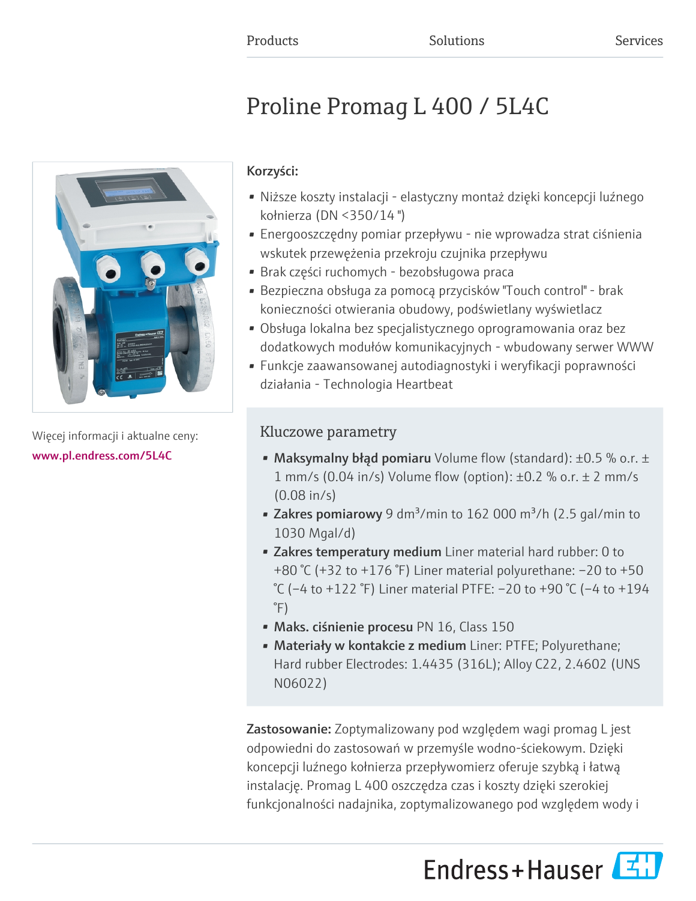Products Solutions Services

# Proline Promag L 400 / 5L4C

Więcej informacji i aktualne ceny:
www.pl.endress.com/5L4C

**Korzyści:**

- Niższe koszty instalacji - elastyczny montaż dzięki koncepcji luźnego kołnierza (DN <350/14 ")
- Energooszczędny pomiar przepływu - nie wprowadza strat ciśnienia wskutek przewężenia przekroju czujnika przepływu
- Brak części ruchomych - bezobsługowa praca
- Bezpieczna obsługa za pomocą przycisków "Touch control" - brak konieczności otwierania obudowy, podświetlany wyświetlacz
- Obsługa lokalna bez specjalistycznego oprogramowania oraz bez dodatkowych modułów komunikacyjnych - wbudowany serwer WWW
- Funkcje zaawansowanej autodiagnostyki i weryfikacji poprawności działania - Technologia Heartbeat

## Kluczowe parametry

- **Maksymalny błąd pomiaru** Volume flow (standard): ±0.5 % o.r. ± 1 mm/s (0.04 in/s) Volume flow (option): ±0.2 % o.r. ± 2 mm/s (0.08 in/s)
- **Zakres pomiarowy** 9 $dm^3$/min to 162 000 $m^3$/h (2.5 gal/min to 1030 Mgal/d)
- **Zakres temperatury medium** Liner material hard rubber: 0 to +80 °C (+32 to +176 °F) Liner material polyurethane: −20 to +50 °C (−4 to +122 °F) Liner material PTFE: −20 to +90 °C (−4 to +194 °F)
- **Maks. ciśnienie procesu** PN 16, Class 150
- **Materiały w kontakcie z medium** Liner: PTFE; Polyurethane; Hard rubber Electrodes: 1.4435 (316L); Alloy C22, 2.4602 (UNS N06022)

**Zastosowanie:** Zoptymalizowany pod względem wagi promag L jest odpowiedni do zastosowań w przemyśle wodno-ściekowym. Dzięki koncepcji luźnego kołnierza przepływomierz oferuje szybką i łatwą instalację. Promag L 400 oszczędza czas i koszty dzięki szerokiej funkcjonalności nadajnika, zoptymalizowanego pod względem wody i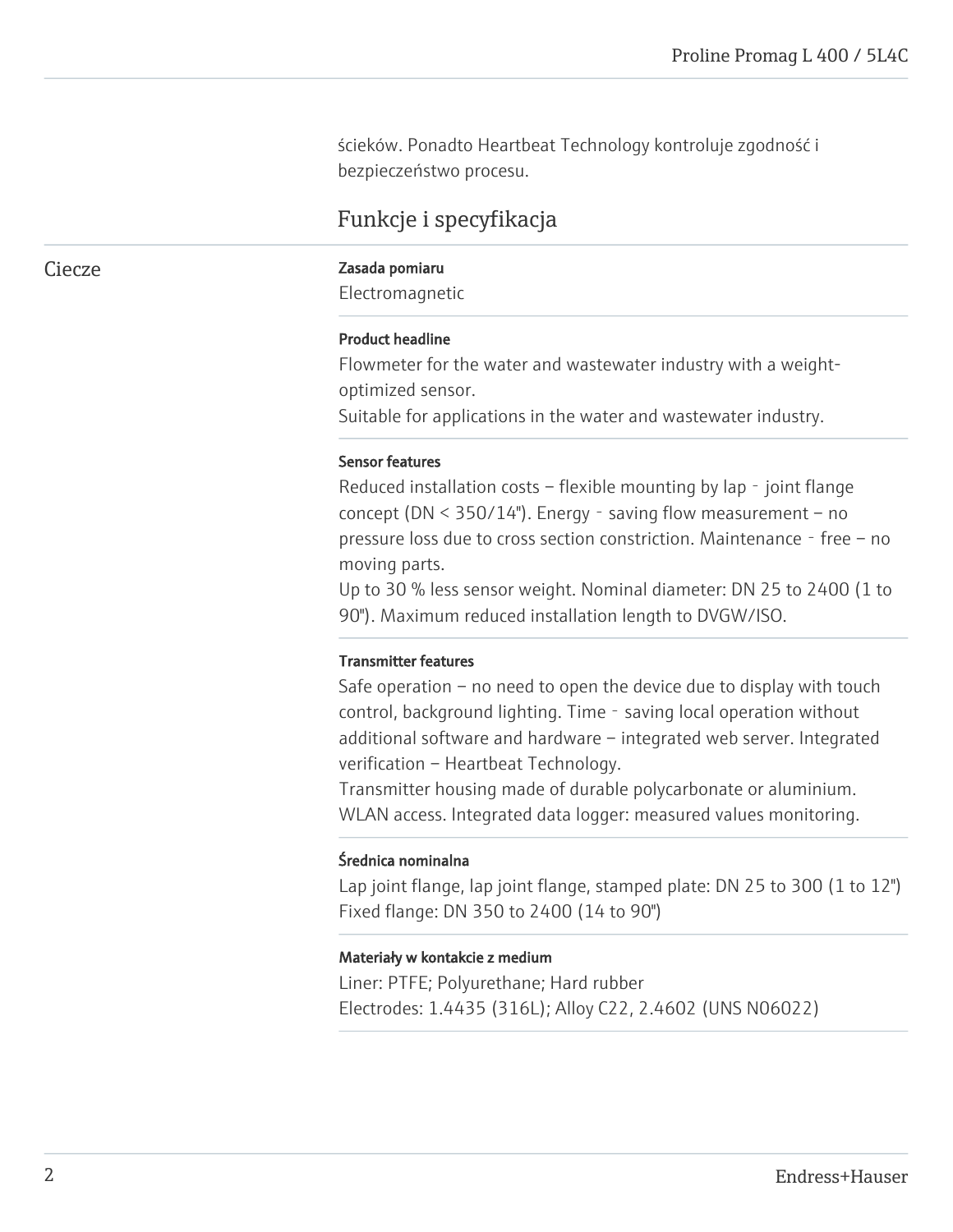ścieków. Ponadto Heartbeat Technology kontroluje zgodność i bezpieczeństwo procesu.

## Funkcje i specyfikacja

### Ciecze

**Zasada pomiaru**

Electromagnetic

**Product headline**

Flowmeter for the water and wastewater industry with a weight-optimized sensor.
Suitable for applications in the water and wastewater industry.

**Sensor features**

Reduced installation costs – flexible mounting by lap - joint flange concept (DN < 350/14"). Energy - saving flow measurement – no pressure loss due to cross section constriction. Maintenance - free – no moving parts.
Up to 30 % less sensor weight. Nominal diameter: DN 25 to 2400 (1 to 90"). Maximum reduced installation length to DVGW/ISO.

**Transmitter features**

Safe operation – no need to open the device due to display with touch control, background lighting. Time - saving local operation without additional software and hardware – integrated web server. Integrated verification – Heartbeat Technology.
Transmitter housing made of durable polycarbonate or aluminium. WLAN access. Integrated data logger: measured values monitoring.

**Średnica nominalna**

Lap joint flange, lap joint flange, stamped plate: DN 25 to 300 (1 to 12")
Fixed flange: DN 350 to 2400 (14 to 90")

**Materiały w kontakcie z medium**

Liner: PTFE; Polyurethane; Hard rubber
Electrodes: 1.4435 (316L); Alloy C22, 2.4602 (UNS N06022)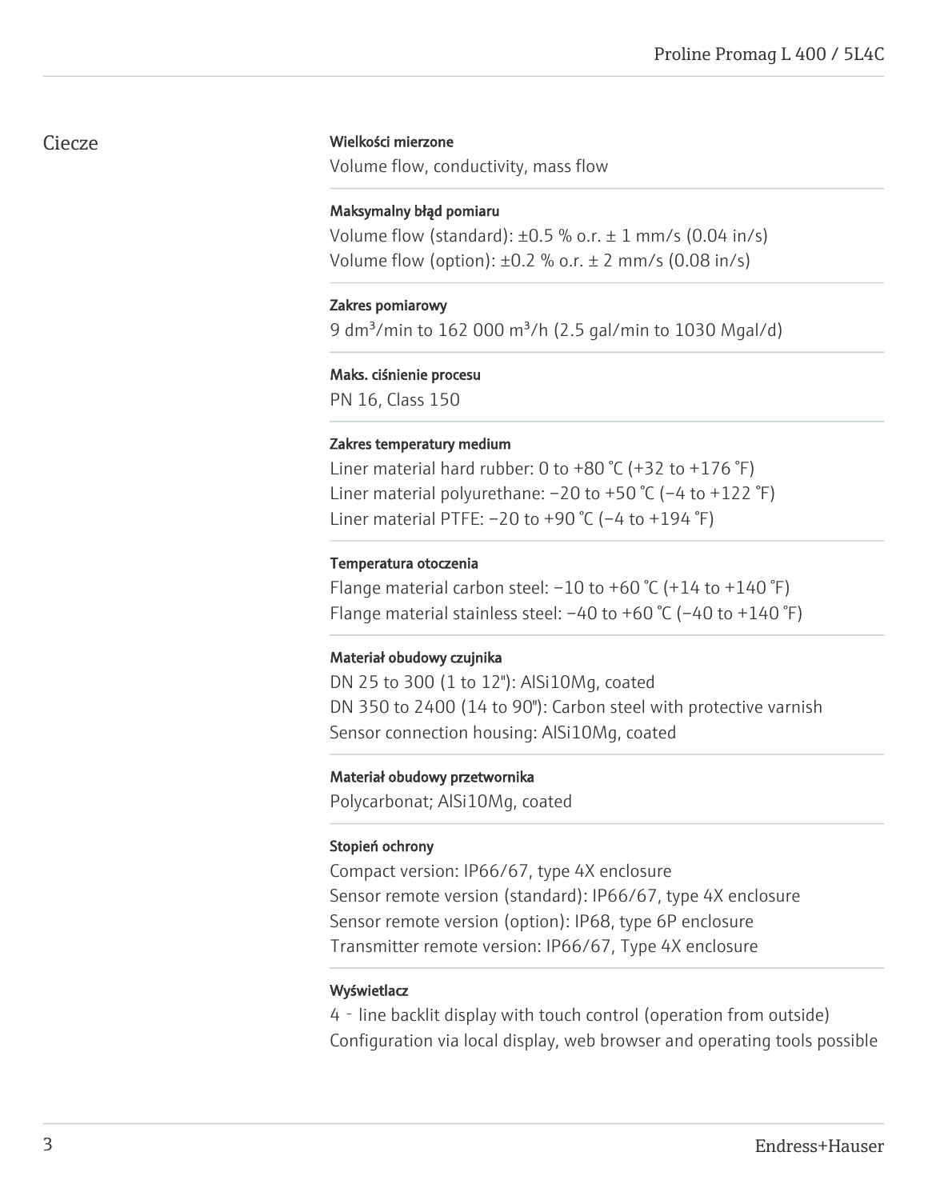## Ciecze

### Wielkości mierzone

Volume flow, conductivity, mass flow

### Maksymalny błąd pomiaru

Volume flow (standard): ±0.5 % o.r. ± 1 mm/s (0.04 in/s)
Volume flow (option): ±0.2 % o.r. ± 2 mm/s (0.08 in/s)

### Zakres pomiarowy

9 dm³/min to 162 000 m³/h (2.5 gal/min to 1030 Mgal/d)

### Maks. ciśnienie procesu

PN 16, Class 150

### Zakres temperatury medium

Liner material hard rubber: 0 to +80 °C (+32 to +176 °F)
Liner material polyurethane: −20 to +50 °C (−4 to +122 °F)
Liner material PTFE: −20 to +90 °C (−4 to +194 °F)

### Temperatura otoczenia

Flange material carbon steel: −10 to +60 °C (+14 to +140 °F)
Flange material stainless steel: −40 to +60 °C (−40 to +140 °F)

### Materiał obudowy czujnika

DN 25 to 300 (1 to 12"): AlSi10Mg, coated
DN 350 to 2400 (14 to 90"): Carbon steel with protective varnish
Sensor connection housing: AlSi10Mg, coated

### Materiał obudowy przetwornika

Polycarbonat; AlSi10Mg, coated

### Stopień ochrony

Compact version: IP66/67, type 4X enclosure
Sensor remote version (standard): IP66/67, type 4X enclosure
Sensor remote version (option): IP68, type 6P enclosure
Transmitter remote version: IP66/67, Type 4X enclosure

### Wyświetlacz

4 - line backlit display with touch control (operation from outside)
Configuration via local display, web browser and operating tools possible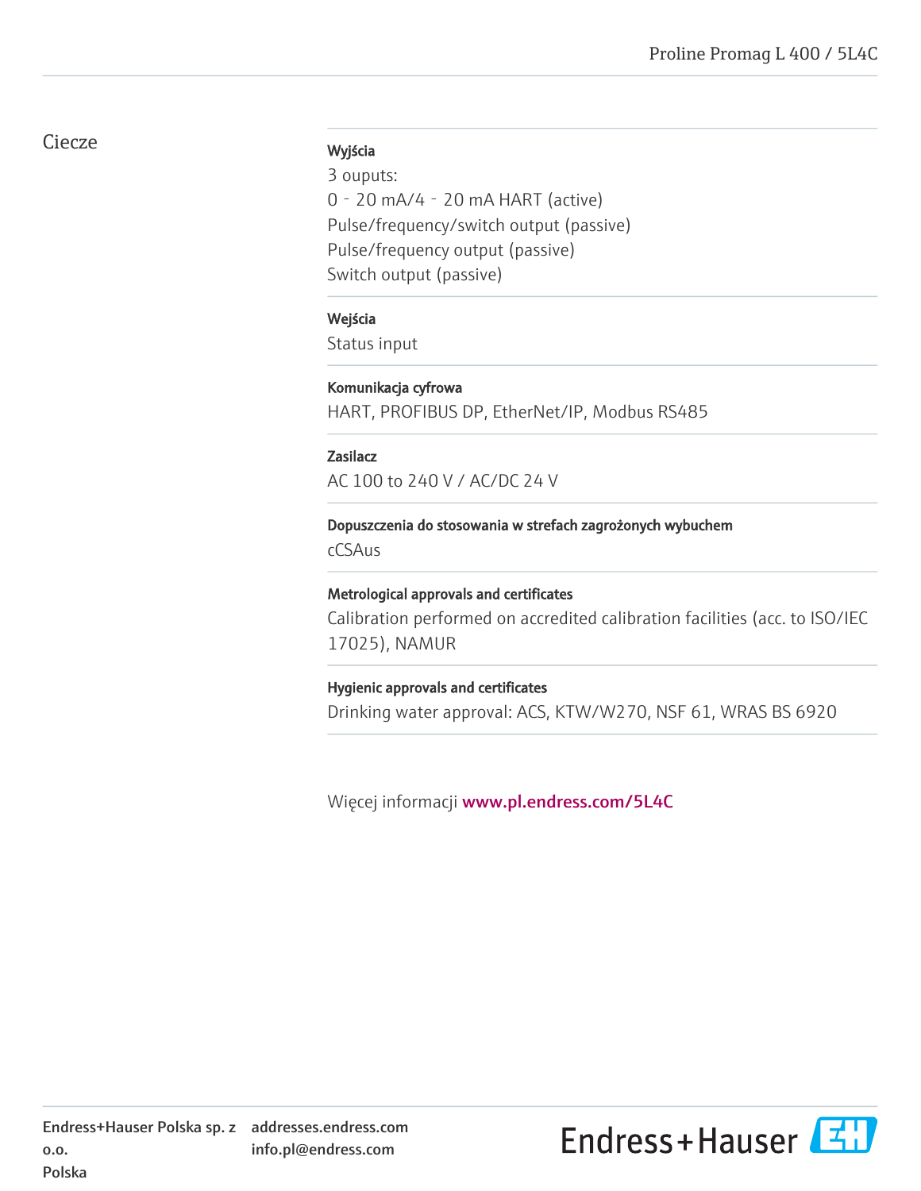## Ciecze

**Wyjścia**

3 ouputs:
0 - 20 mA/4 - 20 mA HART (active)
Pulse/frequency/switch output (passive)
Pulse/frequency output (passive)
Switch output (passive)

**Wejścia**

Status input

**Komunikacja cyfrowa**

HART, PROFIBUS DP, EtherNet/IP, Modbus RS485

**Zasilacz**

AC 100 to 240 V / AC/DC 24 V

**Dopuszczenia do stosowania w strefach zagrożonych wybuchem**

cCSAus

**Metrological approvals and certificates**

Calibration performed on accredited calibration facilities (acc. to ISO/IEC 17025), NAMUR

**Hygienic approvals and certificates**

Drinking water approval: ACS, KTW/W270, NSF 61, WRAS BS 6920

Więcej informacji **www.pl.endress.com/5L4C**

Endress+Hauser Polska sp. z o.o.
Polska

addresses.endress.com
info.pl@endress.com